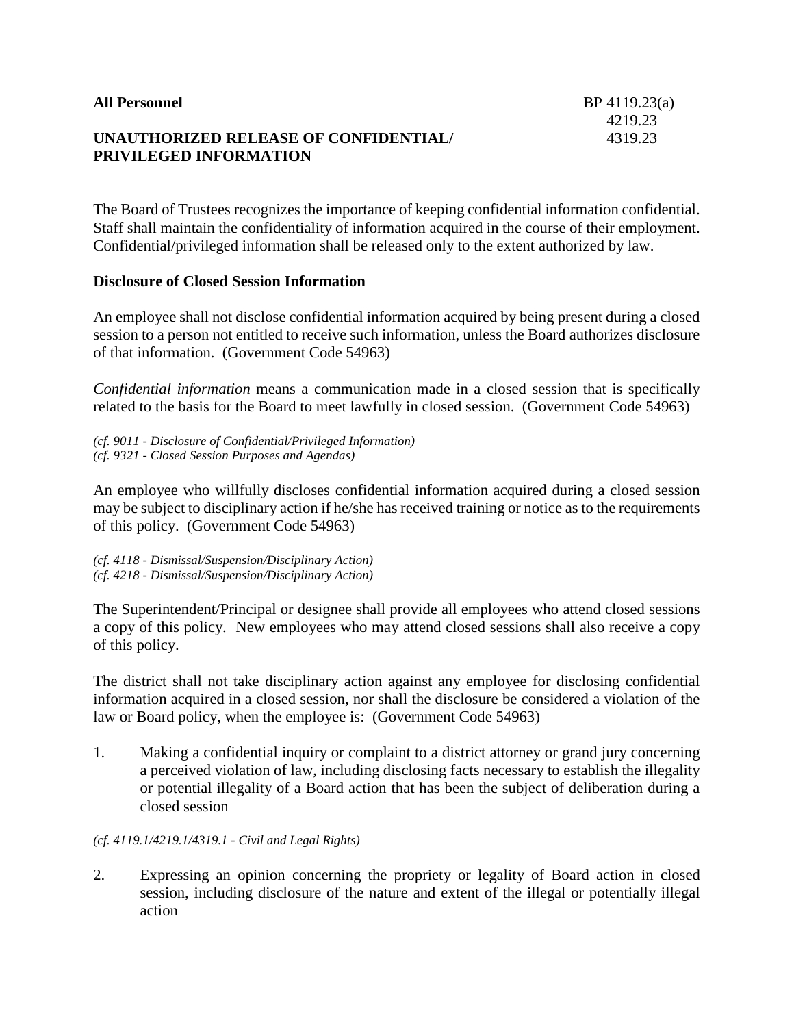**All Personnel** BP 4119.23(a)
4219.23
4319.23

# UNAUTHORIZED RELEASE OF CONFIDENTIAL/ PRIVILEGED INFORMATION

The Board of Trustees recognizes the importance of keeping confidential information confidential. Staff shall maintain the confidentiality of information acquired in the course of their employment. Confidential/privileged information shall be released only to the extent authorized by law.

## Disclosure of Closed Session Information

An employee shall not disclose confidential information acquired by being present during a closed session to a person not entitled to receive such information, unless the Board authorizes disclosure of that information. (Government Code 54963)

*Confidential information* means a communication made in a closed session that is specifically related to the basis for the Board to meet lawfully in closed session. (Government Code 54963)

*(cf. 9011 - Disclosure of Confidential/Privileged Information)*
*(cf. 9321 - Closed Session Purposes and Agendas)*

An employee who willfully discloses confidential information acquired during a closed session may be subject to disciplinary action if he/she has received training or notice as to the requirements of this policy. (Government Code 54963)

*(cf. 4118 - Dismissal/Suspension/Disciplinary Action)*
*(cf. 4218 - Dismissal/Suspension/Disciplinary Action)*

The Superintendent/Principal or designee shall provide all employees who attend closed sessions a copy of this policy. New employees who may attend closed sessions shall also receive a copy of this policy.

The district shall not take disciplinary action against any employee for disclosing confidential information acquired in a closed session, nor shall the disclosure be considered a violation of the law or Board policy, when the employee is: (Government Code 54963)

1. Making a confidential inquiry or complaint to a district attorney or grand jury concerning a perceived violation of law, including disclosing facts necessary to establish the illegality or potential illegality of a Board action that has been the subject of deliberation during a closed session

*(cf. 4119.1/4219.1/4319.1 - Civil and Legal Rights)*

2. Expressing an opinion concerning the propriety or legality of Board action in closed session, including disclosure of the nature and extent of the illegal or potentially illegal action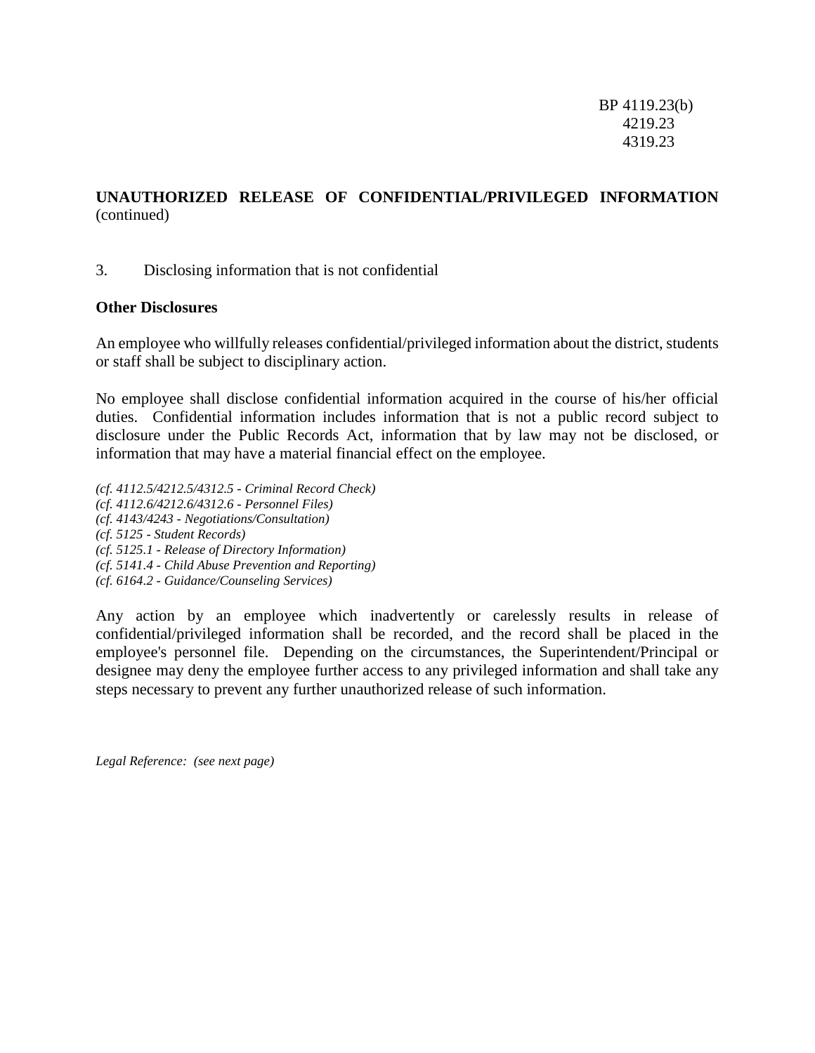**UNAUTHORIZED RELEASE OF CONFIDENTIAL/PRIVILEGED INFORMATION** (continued)

3. Disclosing information that is not confidential

**Other Disclosures**

An employee who willfully releases confidential/privileged information about the district, students or staff shall be subject to disciplinary action.

No employee shall disclose confidential information acquired in the course of his/her official duties. Confidential information includes information that is not a public record subject to disclosure under the Public Records Act, information that by law may not be disclosed, or information that may have a material financial effect on the employee.

*(cf. 4112.5/4212.5/4312.5 - Criminal Record Check)*
*(cf. 4112.6/4212.6/4312.6 - Personnel Files)*
*(cf. 4143/4243 - Negotiations/Consultation)*
*(cf. 5125 - Student Records)*
*(cf. 5125.1 - Release of Directory Information)*
*(cf. 5141.4 - Child Abuse Prevention and Reporting)*
*(cf. 6164.2 - Guidance/Counseling Services)*

Any action by an employee which inadvertently or carelessly results in release of confidential/privileged information shall be recorded, and the record shall be placed in the employee's personnel file. Depending on the circumstances, the Superintendent/Principal or designee may deny the employee further access to any privileged information and shall take any steps necessary to prevent any further unauthorized release of such information.

*Legal Reference: (see next page)*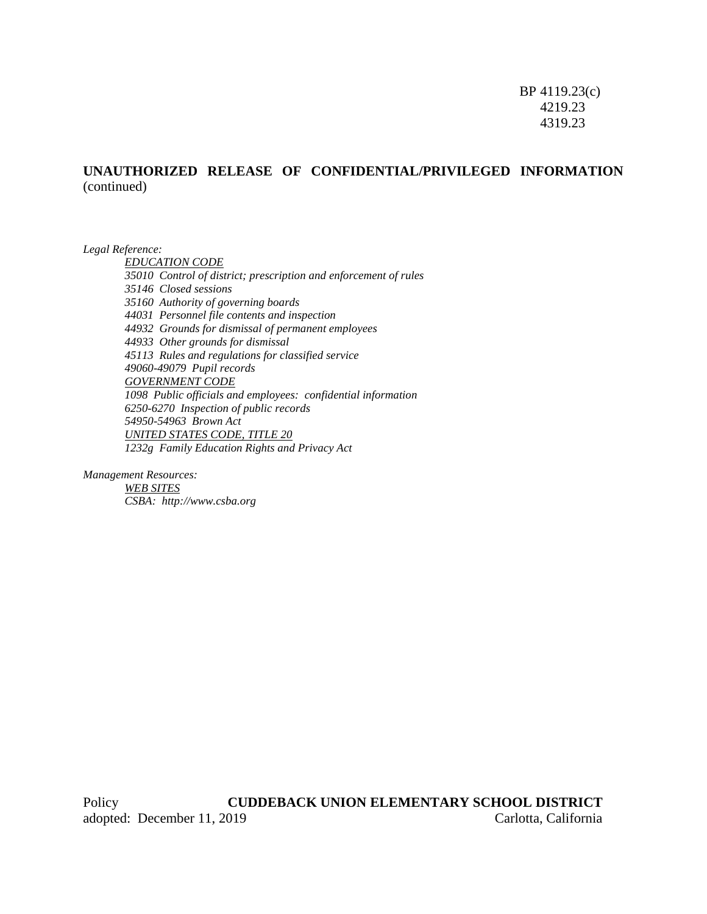*Legal Reference:*

*EDUCATION CODE*

*35010 Control of district; prescription and enforcement of rules*

*35146 Closed sessions*

*35160 Authority of governing boards*

*44031 Personnel file contents and inspection*

*44932 Grounds for dismissal of permanent employees*

*44933 Other grounds for dismissal*

*45113 Rules and regulations for classified service*

*49060-49079 Pupil records*

*GOVERNMENT CODE*

*1098 Public officials and employees: confidential information*

*6250-6270 Inspection of public records*

*54950-54963 Brown Act*

*UNITED STATES CODE, TITLE 20*

*1232g Family Education Rights and Privacy Act*

*Management Resources:*

*WEB SITES*

*CSBA: http://www.csba.org*

Policy **CUDDEBACK UNION ELEMENTARY SCHOOL DISTRICT**
adopted: December 11, 2019 Carlotta, California